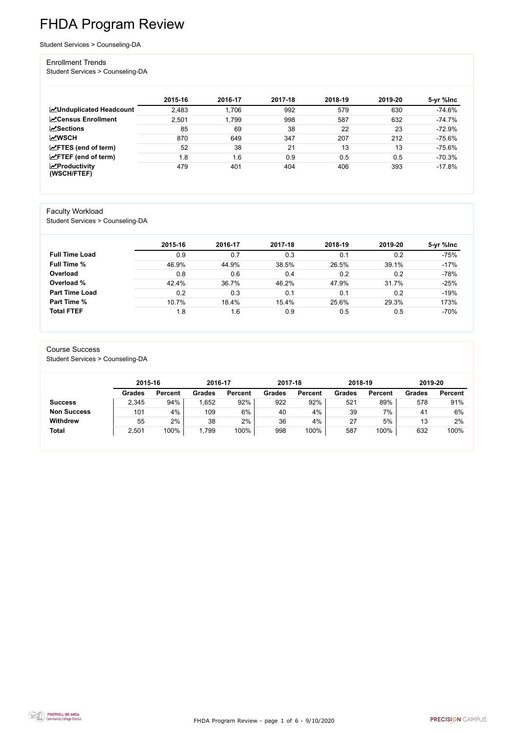# FHDA Program Review

Student Services > Counseling-DA

## Enrollment Trends

Student Services > Counseling-DA

| | 2015-16 | 2016-17 | 2017-18 | 2018-19 | 2019-20 | 5-yr %Inc |
|---|---|---|---|---|---|---|
| **Unduplicated Headcount** | 2,483 | 1,706 | 992 | 579 | 630 | -74.6% |
| **Census Enrollment** | 2,501 | 1,799 | 998 | 587 | 632 | -74.7% |
| **Sections** | 85 | 69 | 38 | 22 | 23 | -72.9% |
| **WSCH** | 870 | 649 | 347 | 207 | 212 | -75.6% |
| **FTES (end of term)** | 52 | 38 | 21 | 13 | 13 | -75.6% |
| **FTEF (end of term)** | 1.8 | 1.6 | 0.9 | 0.5 | 0.5 | -70.3% |
| **Productivity (WSCH/FTEF)** | 479 | 401 | 404 | 406 | 393 | -17.8% |

## Faculty Workload

Student Services > Counseling-DA

| | 2015-16 | 2016-17 | 2017-18 | 2018-19 | 2019-20 | 5-yr %Inc |
|---|---|---|---|---|---|---|
| **Full Time Load** | 0.9 | 0.7 | 0.3 | 0.1 | 0.2 | -75% |
| **Full Time %** | 46.9% | 44.9% | 38.5% | 26.5% | 39.1% | -17% |
| **Overload** | 0.8 | 0.6 | 0.4 | 0.2 | 0.2 | -78% |
| **Overload %** | 42.4% | 36.7% | 46.2% | 47.9% | 31.7% | -25% |
| **Part Time Load** | 0.2 | 0.3 | 0.1 | 0.1 | 0.2 | -19% |
| **Part Time %** | 10.7% | 18.4% | 15.4% | 25.6% | 29.3% | 173% |
| **Total FTEF** | 1.8 | 1.6 | 0.9 | 0.5 | 0.5 | -70% |

## Course Success

Student Services > Counseling-DA

| | 2015-16 | | 2016-17 | | 2017-18 | | 2018-19 | | 2019-20 | |
|---|---|---|---|---|---|---|---|---|---|---|
| | **Grades** | **Percent** | **Grades** | **Percent** | **Grades** | **Percent** | **Grades** | **Percent** | **Grades** | **Percent** |
| **Success** | 2,345 | 94% | 1,652 | 92% | 922 | 92% | 521 | 89% | 578 | 91% |
| **Non Success** | 101 | 4% | 109 | 6% | 40 | 4% | 39 | 7% | 41 | 6% |
| **Withdrew** | 55 | 2% | 38 | 2% | 36 | 4% | 27 | 5% | 13 | 2% |
| **Total** | 2,501 | 100% | 1,799 | 100% | 998 | 100% | 587 | 100% | 632 | 100% |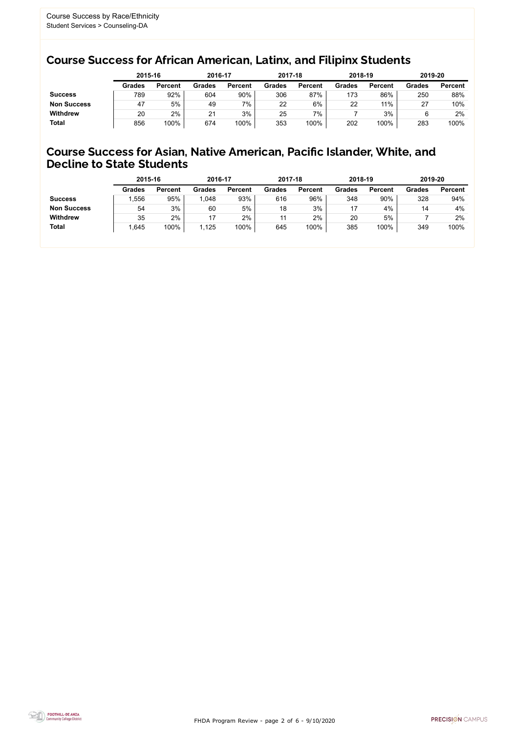Course Success by Race/Ethnicity
Student Services > Counseling-DA

## Course Success for African American, Latinx, and Filipinx Students

| | 2015-16 | | 2016-17 | | 2017-18 | | 2018-19 | | 2019-20 | |
|---|---|---|---|---|---|---|---|---|---|---|
| | **Grades** | **Percent** | **Grades** | **Percent** | **Grades** | **Percent** | **Grades** | **Percent** | **Grades** | **Percent** |
| **Success** | 789 | 92% | 604 | 90% | 306 | 87% | 173 | 86% | 250 | 88% |
| **Non Success** | 47 | 5% | 49 | 7% | 22 | 6% | 22 | 11% | 27 | 10% |
| **Withdrew** | 20 | 2% | 21 | 3% | 25 | 7% | 7 | 3% | 6 | 2% |
| **Total** | 856 | 100% | 674 | 100% | 353 | 100% | 202 | 100% | 283 | 100% |

## Course Success for Asian, Native American, Pacific Islander, White, and Decline to State Students

| | 2015-16 | | 2016-17 | | 2017-18 | | 2018-19 | | 2019-20 | |
|---|---|---|---|---|---|---|---|---|---|---|
| | **Grades** | **Percent** | **Grades** | **Percent** | **Grades** | **Percent** | **Grades** | **Percent** | **Grades** | **Percent** |
| **Success** | 1,556 | 95% | 1,048 | 93% | 616 | 96% | 348 | 90% | 328 | 94% |
| **Non Success** | 54 | 3% | 60 | 5% | 18 | 3% | 17 | 4% | 14 | 4% |
| **Withdrew** | 35 | 2% | 17 | 2% | 11 | 2% | 20 | 5% | 7 | 2% |
| **Total** | 1,645 | 100% | 1,125 | 100% | 645 | 100% | 385 | 100% | 349 | 100% |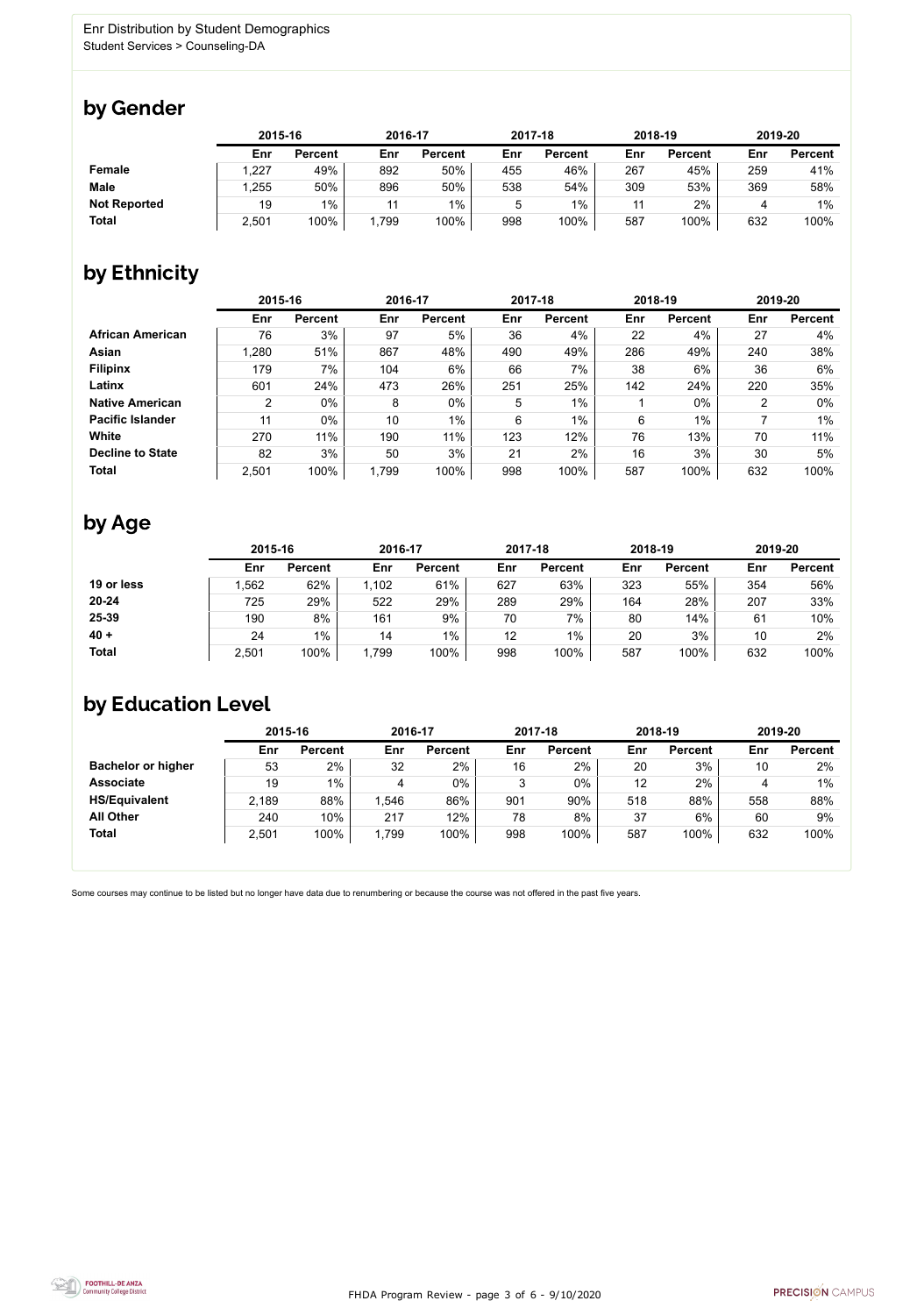Enr Distribution by Student Demographics
Student Services > Counseling-DA

## by Gender

| | 2015-16 | | 2016-17 | | 2017-18 | | 2018-19 | | 2019-20 | |
|---|---|---|---|---|---|---|---|---|---|---|
| | Enr | Percent | Enr | Percent | Enr | Percent | Enr | Percent | Enr | Percent |
| **Female** | 1,227 | 49% | 892 | 50% | 455 | 46% | 267 | 45% | 259 | 41% |
| **Male** | 1,255 | 50% | 896 | 50% | 538 | 54% | 309 | 53% | 369 | 58% |
| **Not Reported** | 19 | 1% | 11 | 1% | 5 | 1% | 11 | 2% | 4 | 1% |
| **Total** | 2,501 | 100% | 1,799 | 100% | 998 | 100% | 587 | 100% | 632 | 100% |

## by Ethnicity

| | 2015-16 | | 2016-17 | | 2017-18 | | 2018-19 | | 2019-20 | |
|---|---|---|---|---|---|---|---|---|---|---|
| | Enr | Percent | Enr | Percent | Enr | Percent | Enr | Percent | Enr | Percent |
| **African American** | 76 | 3% | 97 | 5% | 36 | 4% | 22 | 4% | 27 | 4% |
| **Asian** | 1,280 | 51% | 867 | 48% | 490 | 49% | 286 | 49% | 240 | 38% |
| **Filipinx** | 179 | 7% | 104 | 6% | 66 | 7% | 38 | 6% | 36 | 6% |
| **Latinx** | 601 | 24% | 473 | 26% | 251 | 25% | 142 | 24% | 220 | 35% |
| **Native American** | 2 | 0% | 8 | 0% | 5 | 1% | 1 | 0% | 2 | 0% |
| **Pacific Islander** | 11 | 0% | 10 | 1% | 6 | 1% | 6 | 1% | 7 | 1% |
| **White** | 270 | 11% | 190 | 11% | 123 | 12% | 76 | 13% | 70 | 11% |
| **Decline to State** | 82 | 3% | 50 | 3% | 21 | 2% | 16 | 3% | 30 | 5% |
| **Total** | 2,501 | 100% | 1,799 | 100% | 998 | 100% | 587 | 100% | 632 | 100% |

## by Age

| | 2015-16 | | 2016-17 | | 2017-18 | | 2018-19 | | 2019-20 | |
|---|---|---|---|---|---|---|---|---|---|---|
| | Enr | Percent | Enr | Percent | Enr | Percent | Enr | Percent | Enr | Percent |
| **19 or less** | 1,562 | 62% | 1,102 | 61% | 627 | 63% | 323 | 55% | 354 | 56% |
| **20-24** | 725 | 29% | 522 | 29% | 289 | 29% | 164 | 28% | 207 | 33% |
| **25-39** | 190 | 8% | 161 | 9% | 70 | 7% | 80 | 14% | 61 | 10% |
| **40 +** | 24 | 1% | 14 | 1% | 12 | 1% | 20 | 3% | 10 | 2% |
| **Total** | 2,501 | 100% | 1,799 | 100% | 998 | 100% | 587 | 100% | 632 | 100% |

## by Education Level

| | 2015-16 | | 2016-17 | | 2017-18 | | 2018-19 | | 2019-20 | |
|---|---|---|---|---|---|---|---|---|---|---|
| | Enr | Percent | Enr | Percent | Enr | Percent | Enr | Percent | Enr | Percent |
| **Bachelor or higher** | 53 | 2% | 32 | 2% | 16 | 2% | 20 | 3% | 10 | 2% |
| **Associate** | 19 | 1% | 4 | 0% | 3 | 0% | 12 | 2% | 4 | 1% |
| **HS/Equivalent** | 2,189 | 88% | 1,546 | 86% | 901 | 90% | 518 | 88% | 558 | 88% |
| **All Other** | 240 | 10% | 217 | 12% | 78 | 8% | 37 | 6% | 60 | 9% |
| **Total** | 2,501 | 100% | 1,799 | 100% | 998 | 100% | 587 | 100% | 632 | 100% |

Some courses may continue to be listed but no longer have data due to renumbering or because the course was not offered in the past five years.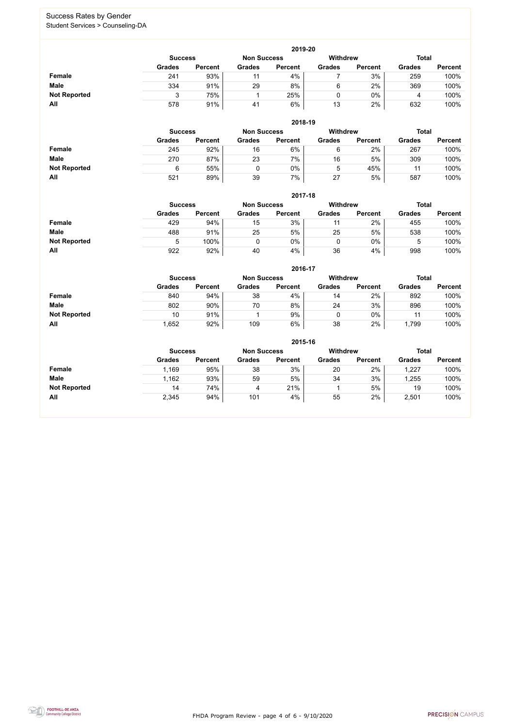# Success Rates by Gender

Student Services > Counseling-DA

### 2019-20

| | Success | | Non Success | | Withdrew | | Total | |
|---|---|---|---|---|---|---|---|---|
| | Grades | Percent | Grades | Percent | Grades | Percent | Grades | Percent |
| **Female** | 241 | 93% | 11 | 4% | 7 | 3% | 259 | 100% |
| **Male** | 334 | 91% | 29 | 8% | 6 | 2% | 369 | 100% |
| **Not Reported** | 3 | 75% | 1 | 25% | 0 | 0% | 4 | 100% |
| **All** | 578 | 91% | 41 | 6% | 13 | 2% | 632 | 100% |

### 2018-19

| | Success | | Non Success | | Withdrew | | Total | |
|---|---|---|---|---|---|---|---|---|
| | Grades | Percent | Grades | Percent | Grades | Percent | Grades | Percent |
| **Female** | 245 | 92% | 16 | 6% | 6 | 2% | 267 | 100% |
| **Male** | 270 | 87% | 23 | 7% | 16 | 5% | 309 | 100% |
| **Not Reported** | 6 | 55% | 0 | 0% | 5 | 45% | 11 | 100% |
| **All** | 521 | 89% | 39 | 7% | 27 | 5% | 587 | 100% |

### 2017-18

| | Success | | Non Success | | Withdrew | | Total | |
|---|---|---|---|---|---|---|---|---|
| | Grades | Percent | Grades | Percent | Grades | Percent | Grades | Percent |
| **Female** | 429 | 94% | 15 | 3% | 11 | 2% | 455 | 100% |
| **Male** | 488 | 91% | 25 | 5% | 25 | 5% | 538 | 100% |
| **Not Reported** | 5 | 100% | 0 | 0% | 0 | 0% | 5 | 100% |
| **All** | 922 | 92% | 40 | 4% | 36 | 4% | 998 | 100% |

### 2016-17

| | Success | | Non Success | | Withdrew | | Total | |
|---|---|---|---|---|---|---|---|---|
| | Grades | Percent | Grades | Percent | Grades | Percent | Grades | Percent |
| **Female** | 840 | 94% | 38 | 4% | 14 | 2% | 892 | 100% |
| **Male** | 802 | 90% | 70 | 8% | 24 | 3% | 896 | 100% |
| **Not Reported** | 10 | 91% | 1 | 9% | 0 | 0% | 11 | 100% |
| **All** | 1,652 | 92% | 109 | 6% | 38 | 2% | 1,799 | 100% |

### 2015-16

| | Success | | Non Success | | Withdrew | | Total | |
|---|---|---|---|---|---|---|---|---|
| | Grades | Percent | Grades | Percent | Grades | Percent | Grades | Percent |
| **Female** | 1,169 | 95% | 38 | 3% | 20 | 2% | 1,227 | 100% |
| **Male** | 1,162 | 93% | 59 | 5% | 34 | 3% | 1,255 | 100% |
| **Not Reported** | 14 | 74% | 4 | 21% | 1 | 5% | 19 | 100% |
| **All** | 2,345 | 94% | 101 | 4% | 55 | 2% | 2,501 | 100% |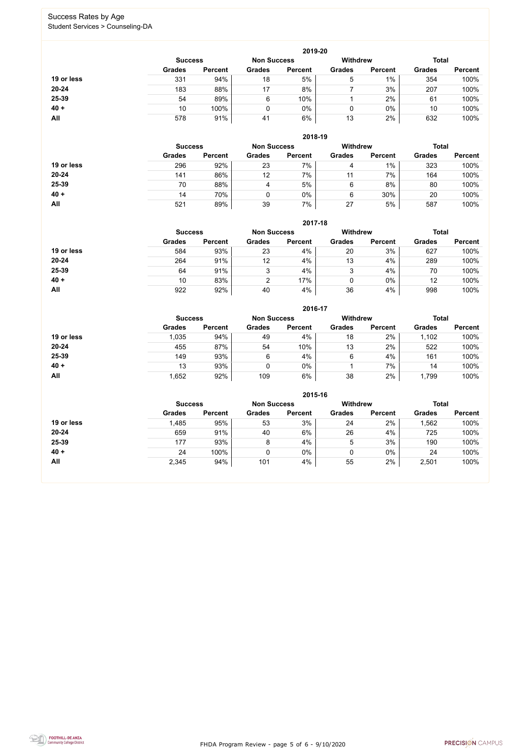# Success Rates by Age

Student Services > Counseling-DA

## 2019-20

| | Success | | Non Success | | Withdrew | | Total | |
|---|---|---|---|---|---|---|---|---|
| | Grades | Percent | Grades | Percent | Grades | Percent | Grades | Percent |
| **19 or less** | 331 | 94% | 18 | 5% | 5 | 1% | 354 | 100% |
| **20-24** | 183 | 88% | 17 | 8% | 7 | 3% | 207 | 100% |
| **25-39** | 54 | 89% | 6 | 10% | 1 | 2% | 61 | 100% |
| **40 +** | 10 | 100% | 0 | 0% | 0 | 0% | 10 | 100% |
| **All** | 578 | 91% | 41 | 6% | 13 | 2% | 632 | 100% |

## 2018-19

| | Success | | Non Success | | Withdrew | | Total | |
|---|---|---|---|---|---|---|---|---|
| | Grades | Percent | Grades | Percent | Grades | Percent | Grades | Percent |
| **19 or less** | 296 | 92% | 23 | 7% | 4 | 1% | 323 | 100% |
| **20-24** | 141 | 86% | 12 | 7% | 11 | 7% | 164 | 100% |
| **25-39** | 70 | 88% | 4 | 5% | 6 | 8% | 80 | 100% |
| **40 +** | 14 | 70% | 0 | 0% | 6 | 30% | 20 | 100% |
| **All** | 521 | 89% | 39 | 7% | 27 | 5% | 587 | 100% |

## 2017-18

| | Success | | Non Success | | Withdrew | | Total | |
|---|---|---|---|---|---|---|---|---|
| | Grades | Percent | Grades | Percent | Grades | Percent | Grades | Percent |
| **19 or less** | 584 | 93% | 23 | 4% | 20 | 3% | 627 | 100% |
| **20-24** | 264 | 91% | 12 | 4% | 13 | 4% | 289 | 100% |
| **25-39** | 64 | 91% | 3 | 4% | 3 | 4% | 70 | 100% |
| **40 +** | 10 | 83% | 2 | 17% | 0 | 0% | 12 | 100% |
| **All** | 922 | 92% | 40 | 4% | 36 | 4% | 998 | 100% |

## 2016-17

| | Success | | Non Success | | Withdrew | | Total | |
|---|---|---|---|---|---|---|---|---|
| | Grades | Percent | Grades | Percent | Grades | Percent | Grades | Percent |
| **19 or less** | 1,035 | 94% | 49 | 4% | 18 | 2% | 1,102 | 100% |
| **20-24** | 455 | 87% | 54 | 10% | 13 | 2% | 522 | 100% |
| **25-39** | 149 | 93% | 6 | 4% | 6 | 4% | 161 | 100% |
| **40 +** | 13 | 93% | 0 | 0% | 1 | 7% | 14 | 100% |
| **All** | 1,652 | 92% | 109 | 6% | 38 | 2% | 1,799 | 100% |

## 2015-16

| | Success | | Non Success | | Withdrew | | Total | |
|---|---|---|---|---|---|---|---|---|
| | Grades | Percent | Grades | Percent | Grades | Percent | Grades | Percent |
| **19 or less** | 1,485 | 95% | 53 | 3% | 24 | 2% | 1,562 | 100% |
| **20-24** | 659 | 91% | 40 | 6% | 26 | 4% | 725 | 100% |
| **25-39** | 177 | 93% | 8 | 4% | 5 | 3% | 190 | 100% |
| **40 +** | 24 | 100% | 0 | 0% | 0 | 0% | 24 | 100% |
| **All** | 2,345 | 94% | 101 | 4% | 55 | 2% | 2,501 | 100% |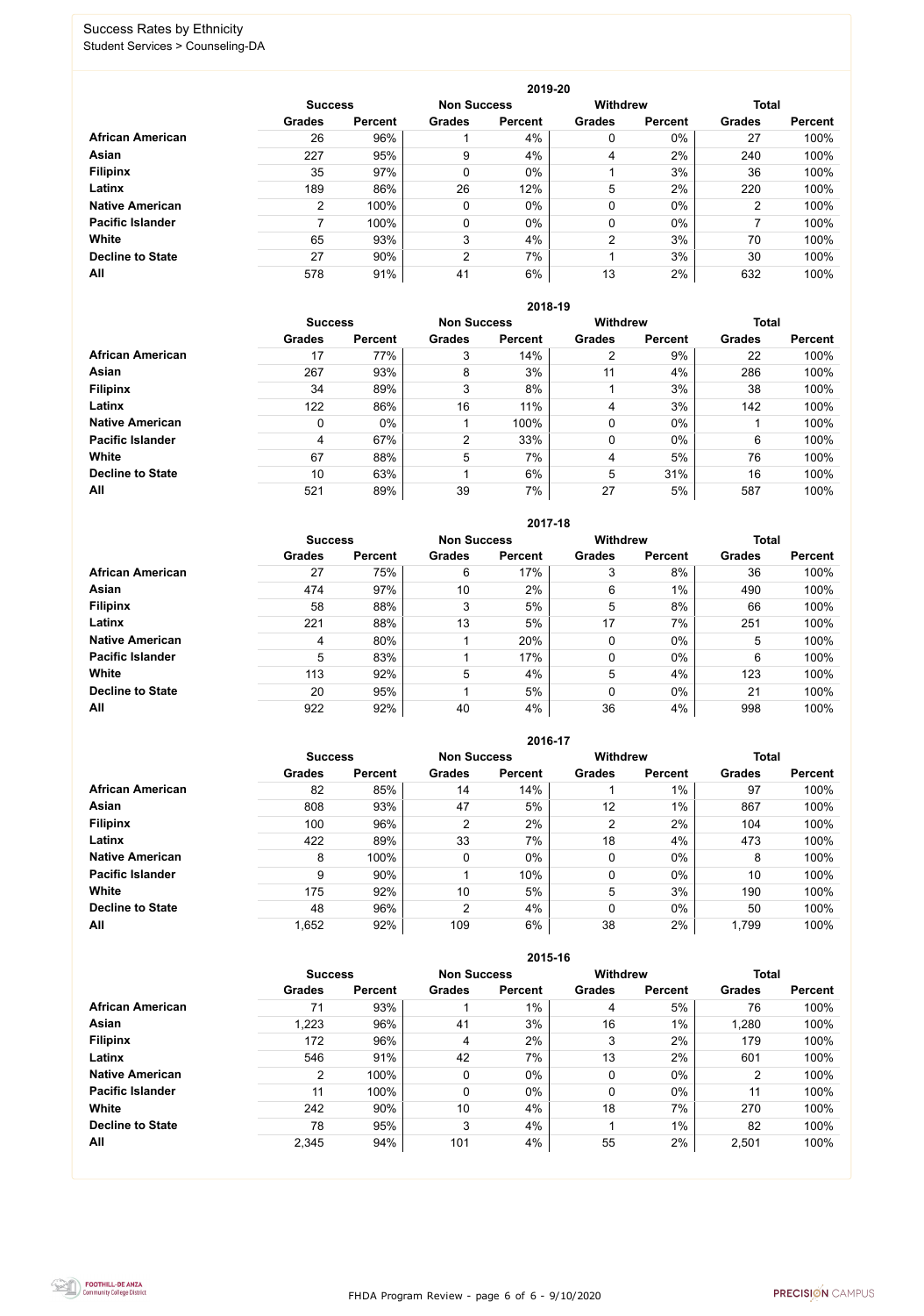# Success Rates by Ethnicity

Student Services > Counseling-DA

## 2019-20

| | Success | | Non Success | | Withdrew | | Total | |
|---|---|---|---|---|---|---|---|---|
| | Grades | Percent | Grades | Percent | Grades | Percent | Grades | Percent |
| **African American** | 26 | 96% | 1 | 4% | 0 | 0% | 27 | 100% |
| **Asian** | 227 | 95% | 9 | 4% | 4 | 2% | 240 | 100% |
| **Filipinx** | 35 | 97% | 0 | 0% | 1 | 3% | 36 | 100% |
| **Latinx** | 189 | 86% | 26 | 12% | 5 | 2% | 220 | 100% |
| **Native American** | 2 | 100% | 0 | 0% | 0 | 0% | 2 | 100% |
| **Pacific Islander** | 7 | 100% | 0 | 0% | 0 | 0% | 7 | 100% |
| **White** | 65 | 93% | 3 | 4% | 2 | 3% | 70 | 100% |
| **Decline to State** | 27 | 90% | 2 | 7% | 1 | 3% | 30 | 100% |
| **All** | 578 | 91% | 41 | 6% | 13 | 2% | 632 | 100% |

## 2018-19

| | Success | | Non Success | | Withdrew | | Total | |
|---|---|---|---|---|---|---|---|---|
| | Grades | Percent | Grades | Percent | Grades | Percent | Grades | Percent |
| **African American** | 17 | 77% | 3 | 14% | 2 | 9% | 22 | 100% |
| **Asian** | 267 | 93% | 8 | 3% | 11 | 4% | 286 | 100% |
| **Filipinx** | 34 | 89% | 3 | 8% | 1 | 3% | 38 | 100% |
| **Latinx** | 122 | 86% | 16 | 11% | 4 | 3% | 142 | 100% |
| **Native American** | 0 | 0% | 1 | 100% | 0 | 0% | 1 | 100% |
| **Pacific Islander** | 4 | 67% | 2 | 33% | 0 | 0% | 6 | 100% |
| **White** | 67 | 88% | 5 | 7% | 4 | 5% | 76 | 100% |
| **Decline to State** | 10 | 63% | 1 | 6% | 5 | 31% | 16 | 100% |
| **All** | 521 | 89% | 39 | 7% | 27 | 5% | 587 | 100% |

## 2017-18

| | Success | | Non Success | | Withdrew | | Total | |
|---|---|---|---|---|---|---|---|---|
| | Grades | Percent | Grades | Percent | Grades | Percent | Grades | Percent |
| **African American** | 27 | 75% | 6 | 17% | 3 | 8% | 36 | 100% |
| **Asian** | 474 | 97% | 10 | 2% | 6 | 1% | 490 | 100% |
| **Filipinx** | 58 | 88% | 3 | 5% | 5 | 8% | 66 | 100% |
| **Latinx** | 221 | 88% | 13 | 5% | 17 | 7% | 251 | 100% |
| **Native American** | 4 | 80% | 1 | 20% | 0 | 0% | 5 | 100% |
| **Pacific Islander** | 5 | 83% | 1 | 17% | 0 | 0% | 6 | 100% |
| **White** | 113 | 92% | 5 | 4% | 5 | 4% | 123 | 100% |
| **Decline to State** | 20 | 95% | 1 | 5% | 0 | 0% | 21 | 100% |
| **All** | 922 | 92% | 40 | 4% | 36 | 4% | 998 | 100% |

## 2016-17

| | Success | | Non Success | | Withdrew | | Total | |
|---|---|---|---|---|---|---|---|---|
| | Grades | Percent | Grades | Percent | Grades | Percent | Grades | Percent |
| **African American** | 82 | 85% | 14 | 14% | 1 | 1% | 97 | 100% |
| **Asian** | 808 | 93% | 47 | 5% | 12 | 1% | 867 | 100% |
| **Filipinx** | 100 | 96% | 2 | 2% | 2 | 2% | 104 | 100% |
| **Latinx** | 422 | 89% | 33 | 7% | 18 | 4% | 473 | 100% |
| **Native American** | 8 | 100% | 0 | 0% | 0 | 0% | 8 | 100% |
| **Pacific Islander** | 9 | 90% | 1 | 10% | 0 | 0% | 10 | 100% |
| **White** | 175 | 92% | 10 | 5% | 5 | 3% | 190 | 100% |
| **Decline to State** | 48 | 96% | 2 | 4% | 0 | 0% | 50 | 100% |
| **All** | 1,652 | 92% | 109 | 6% | 38 | 2% | 1,799 | 100% |

## 2015-16

| | Success | | Non Success | | Withdrew | | Total | |
|---|---|---|---|---|---|---|---|---|
| | Grades | Percent | Grades | Percent | Grades | Percent | Grades | Percent |
| **African American** | 71 | 93% | 1 | 1% | 4 | 5% | 76 | 100% |
| **Asian** | 1,223 | 96% | 41 | 3% | 16 | 1% | 1,280 | 100% |
| **Filipinx** | 172 | 96% | 4 | 2% | 3 | 2% | 179 | 100% |
| **Latinx** | 546 | 91% | 42 | 7% | 13 | 2% | 601 | 100% |
| **Native American** | 2 | 100% | 0 | 0% | 0 | 0% | 2 | 100% |
| **Pacific Islander** | 11 | 100% | 0 | 0% | 0 | 0% | 11 | 100% |
| **White** | 242 | 90% | 10 | 4% | 18 | 7% | 270 | 100% |
| **Decline to State** | 78 | 95% | 3 | 4% | 1 | 1% | 82 | 100% |
| **All** | 2,345 | 94% | 101 | 4% | 55 | 2% | 2,501 | 100% |